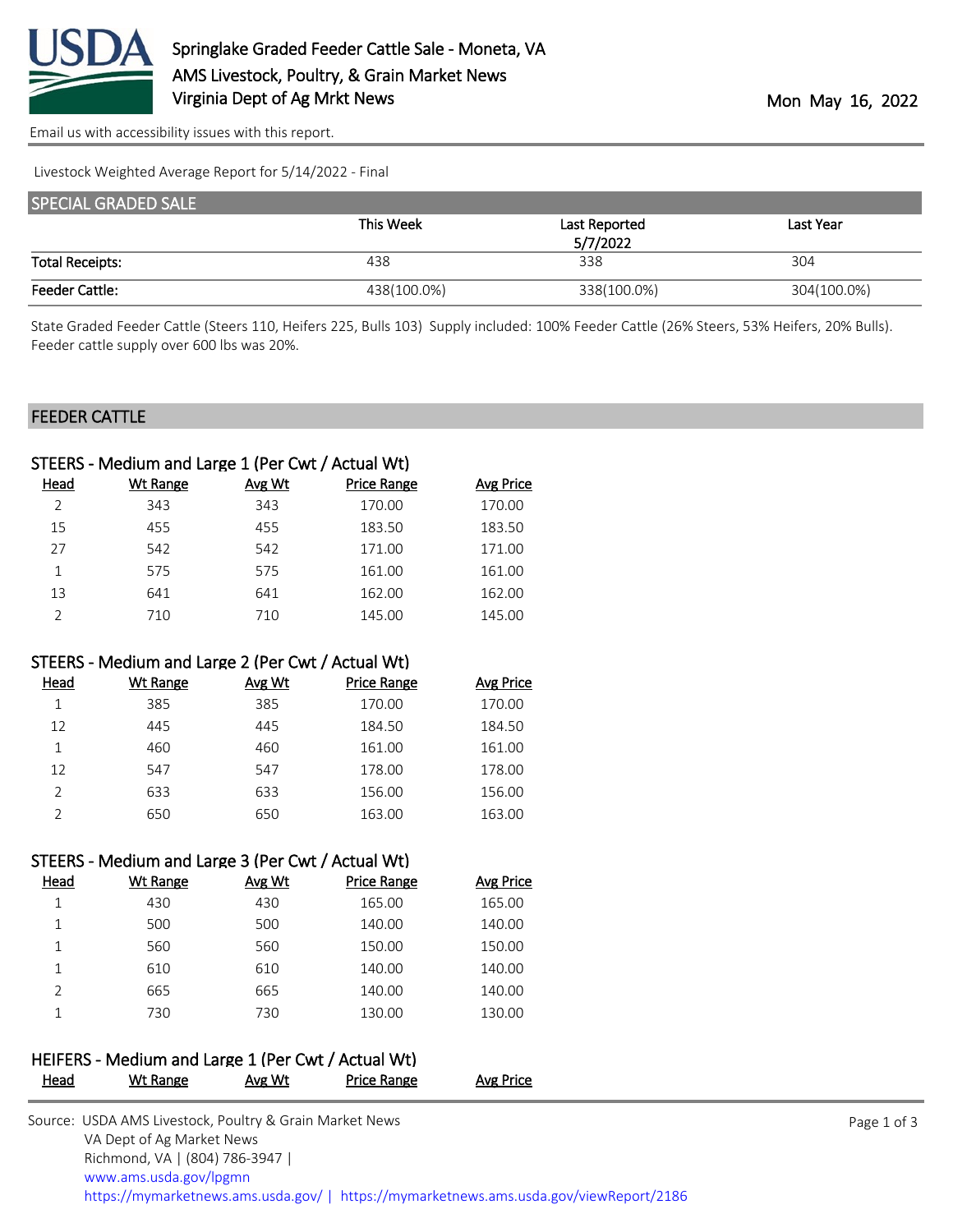# Springlake Graded Feeder Cattle Sale - Moneta, VA

AMS Livestock, Poultry, & Grain Market News
Virginia Dept of Ag Mrkt News

Mon May 16, 2022

Email us with accessibility issues with this report.

Livestock Weighted Average Report for 5/14/2022 - Final

## SPECIAL GRADED SALE

| | This Week | Last Reported 5/7/2022 | Last Year |
|---|---|---|---|
| Total Receipts: | 438 | 338 | 304 |
| Feeder Cattle: | 438(100.0%) | 338(100.0%) | 304(100.0%) |

State Graded Feeder Cattle (Steers 110, Heifers 225, Bulls 103) Supply included: 100% Feeder Cattle (26% Steers, 53% Heifers, 20% Bulls). Feeder cattle supply over 600 lbs was 20%.

## FEEDER CATTLE

### STEERS - Medium and Large 1 (Per Cwt / Actual Wt)

| Head | Wt Range | Avg Wt | Price Range | Avg Price |
|---|---|---|---|---|
| 2 | 343 | 343 | 170.00 | 170.00 |
| 15 | 455 | 455 | 183.50 | 183.50 |
| 27 | 542 | 542 | 171.00 | 171.00 |
| 1 | 575 | 575 | 161.00 | 161.00 |
| 13 | 641 | 641 | 162.00 | 162.00 |
| 2 | 710 | 710 | 145.00 | 145.00 |

### STEERS - Medium and Large 2 (Per Cwt / Actual Wt)

| Head | Wt Range | Avg Wt | Price Range | Avg Price |
|---|---|---|---|---|
| 1 | 385 | 385 | 170.00 | 170.00 |
| 12 | 445 | 445 | 184.50 | 184.50 |
| 1 | 460 | 460 | 161.00 | 161.00 |
| 12 | 547 | 547 | 178.00 | 178.00 |
| 2 | 633 | 633 | 156.00 | 156.00 |
| 2 | 650 | 650 | 163.00 | 163.00 |

### STEERS - Medium and Large 3 (Per Cwt / Actual Wt)

| Head | Wt Range | Avg Wt | Price Range | Avg Price |
|---|---|---|---|---|
| 1 | 430 | 430 | 165.00 | 165.00 |
| 1 | 500 | 500 | 140.00 | 140.00 |
| 1 | 560 | 560 | 150.00 | 150.00 |
| 1 | 610 | 610 | 140.00 | 140.00 |
| 2 | 665 | 665 | 140.00 | 140.00 |
| 1 | 730 | 730 | 130.00 | 130.00 |

### HEIFERS - Medium and Large 1 (Per Cwt / Actual Wt)

| Head | Wt Range | Avg Wt | Price Range | Avg Price |
|---|---|---|---|---|

Source: USDA AMS Livestock, Poultry & Grain Market News
VA Dept of Ag Market News
Richmond, VA | (804) 786-3947 |
www.ams.usda.gov/lpgmn
https://mymarketnews.ams.usda.gov/ | https://mymarketnews.ams.usda.gov/viewReport/2186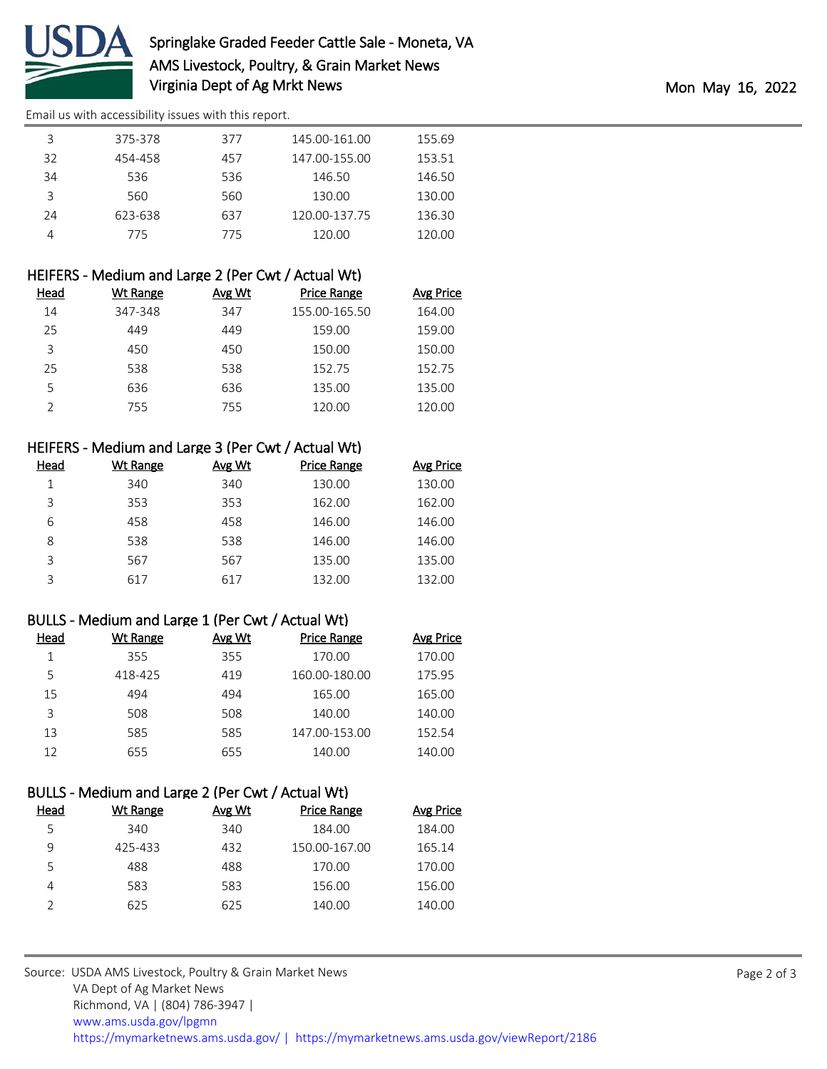Email us with accessibility issues with this report.

| Head | Wt Range | Avg Wt | Price Range | Avg Price |
|---|---|---|---|---|
| 3 | 375-378 | 377 | 145.00-161.00 | 155.69 |
| 32 | 454-458 | 457 | 147.00-155.00 | 153.51 |
| 34 | 536 | 536 | 146.50 | 146.50 |
| 3 | 560 | 560 | 130.00 | 130.00 |
| 24 | 623-638 | 637 | 120.00-137.75 | 136.30 |
| 4 | 775 | 775 | 120.00 | 120.00 |

## HEIFERS - Medium and Large 2 (Per Cwt / Actual Wt)

| Head | Wt Range | Avg Wt | Price Range | Avg Price |
|---|---|---|---|---|
| 14 | 347-348 | 347 | 155.00-165.50 | 164.00 |
| 25 | 449 | 449 | 159.00 | 159.00 |
| 3 | 450 | 450 | 150.00 | 150.00 |
| 25 | 538 | 538 | 152.75 | 152.75 |
| 5 | 636 | 636 | 135.00 | 135.00 |
| 2 | 755 | 755 | 120.00 | 120.00 |

## HEIFERS - Medium and Large 3 (Per Cwt / Actual Wt)

| Head | Wt Range | Avg Wt | Price Range | Avg Price |
|---|---|---|---|---|
| 1 | 340 | 340 | 130.00 | 130.00 |
| 3 | 353 | 353 | 162.00 | 162.00 |
| 6 | 458 | 458 | 146.00 | 146.00 |
| 8 | 538 | 538 | 146.00 | 146.00 |
| 3 | 567 | 567 | 135.00 | 135.00 |
| 3 | 617 | 617 | 132.00 | 132.00 |

## BULLS - Medium and Large 1 (Per Cwt / Actual Wt)

| Head | Wt Range | Avg Wt | Price Range | Avg Price |
|---|---|---|---|---|
| 1 | 355 | 355 | 170.00 | 170.00 |
| 5 | 418-425 | 419 | 160.00-180.00 | 175.95 |
| 15 | 494 | 494 | 165.00 | 165.00 |
| 3 | 508 | 508 | 140.00 | 140.00 |
| 13 | 585 | 585 | 147.00-153.00 | 152.54 |
| 12 | 655 | 655 | 140.00 | 140.00 |

## BULLS - Medium and Large 2 (Per Cwt / Actual Wt)

| Head | Wt Range | Avg Wt | Price Range | Avg Price |
|---|---|---|---|---|
| 5 | 340 | 340 | 184.00 | 184.00 |
| 9 | 425-433 | 432 | 150.00-167.00 | 165.14 |
| 5 | 488 | 488 | 170.00 | 170.00 |
| 4 | 583 | 583 | 156.00 | 156.00 |
| 2 | 625 | 625 | 140.00 | 140.00 |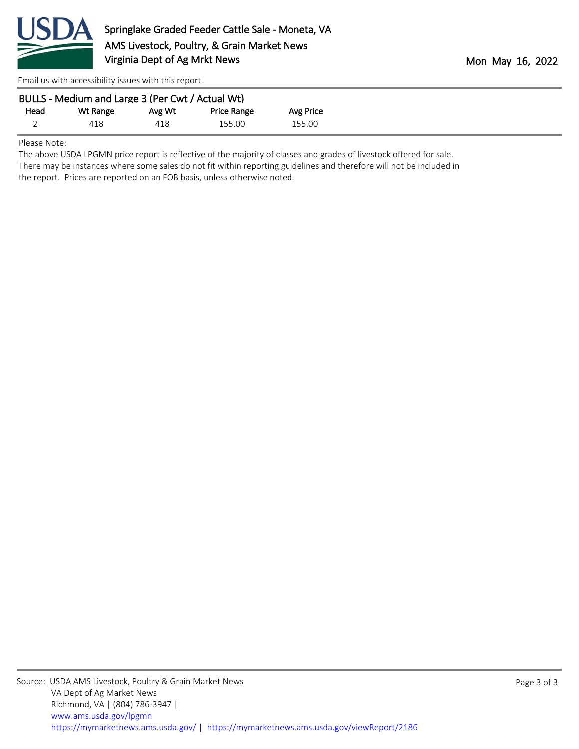Email us with accessibility issues with this report.

### BULLS - Medium and Large 3 (Per Cwt / Actual Wt)

| Head | Wt Range | Avg Wt | Price Range | Avg Price |
| --- | --- | --- | --- | --- |
| 2 | 418 | 418 | 155.00 | 155.00 |

Please Note:

The above USDA LPGMN price report is reflective of the majority of classes and grades of livestock offered for sale. There may be instances where some sales do not fit within reporting guidelines and therefore will not be included in the report. Prices are reported on an FOB basis, unless otherwise noted.

Source: USDA AMS Livestock, Poultry & Grain Market News
VA Dept of Ag Market News
Richmond, VA | (804) 786-3947 |
www.ams.usda.gov/lpgmn
https://mymarketnews.ams.usda.gov/ | https://mymarketnews.ams.usda.gov/viewReport/2186